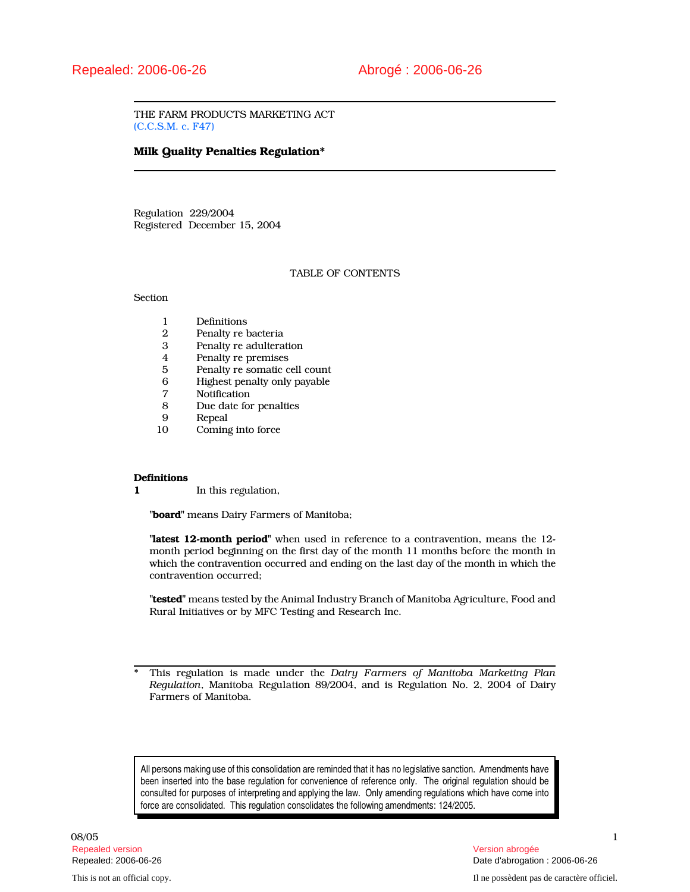Repealed: 2006-06-26 Abrogé : 2006-06-26

THE FARM PRODUCTS MARKETING ACT
(C.C.S.M. c. F47)

# Milk Quality Penalties Regulation*

Regulation 229/2004
Registered December 15, 2004

TABLE OF CONTENTS

Section

1 Definitions
2 Penalty re bacteria
3 Penalty re adulteration
4 Penalty re premises
5 Penalty re somatic cell count
6 Highest penalty only payable
7 Notification
8 Due date for penalties
9 Repeal
10 Coming into force

**Definitions**

**1** In this regulation,

"**board**" means Dairy Farmers of Manitoba;

"**latest 12-month period**" when used in reference to a contravention, means the 12-month period beginning on the first day of the month 11 months before the month in which the contravention occurred and ending on the last day of the month in which the contravention occurred;

"**tested**" means tested by the Animal Industry Branch of Manitoba Agriculture, Food and Rural Initiatives or by MFC Testing and Research Inc.

\* This regulation is made under the *Dairy Farmers of Manitoba Marketing Plan Regulation*, Manitoba Regulation 89/2004, and is Regulation No. 2, 2004 of Dairy Farmers of Manitoba.

All persons making use of this consolidation are reminded that it has no legislative sanction. Amendments have been inserted into the base regulation for convenience of reference only. The original regulation should be consulted for purposes of interpreting and applying the law. Only amending regulations which have come into force are consolidated. This regulation consolidates the following amendments: 124/2005.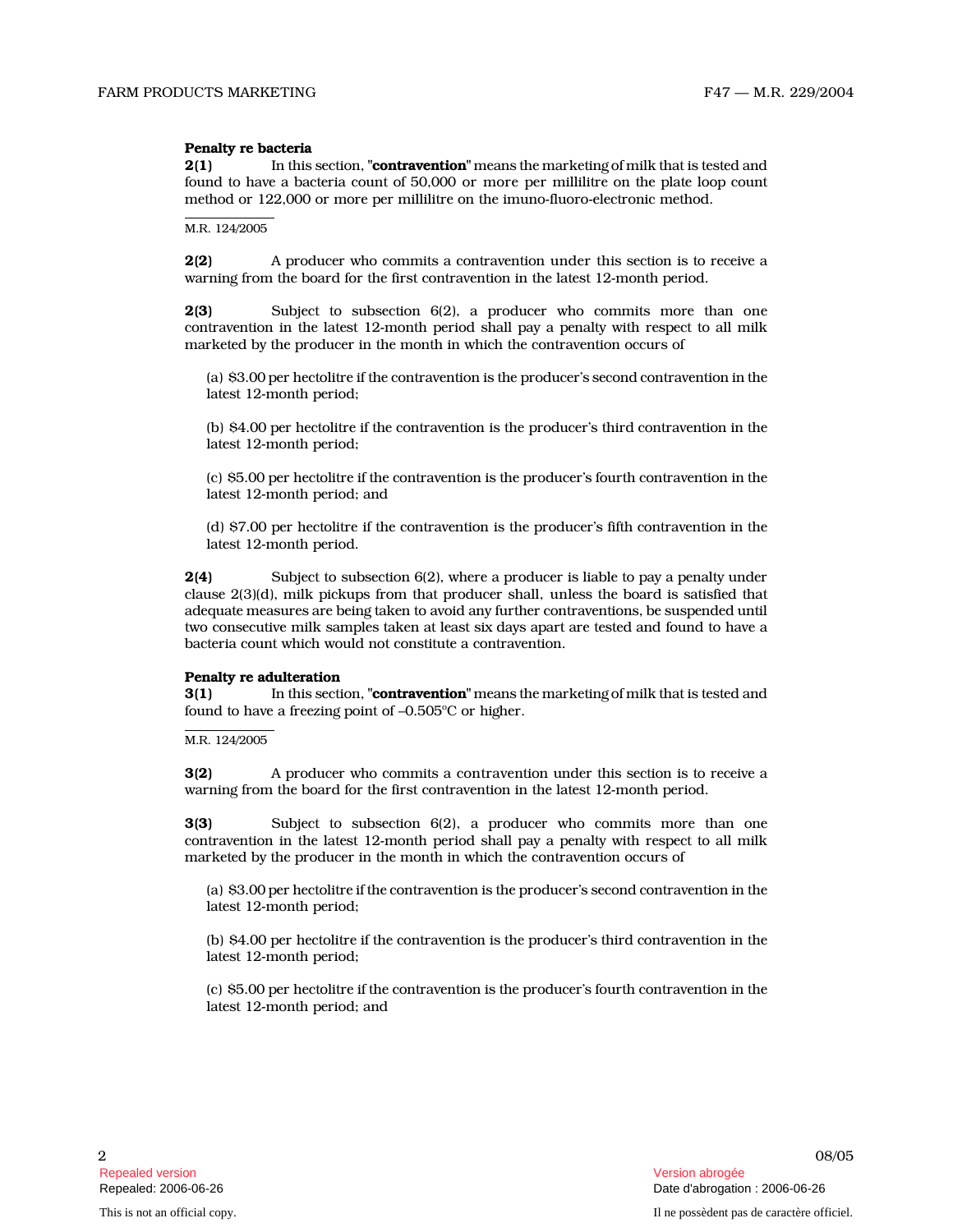**Penalty re bacteria**

**2(1)** In this section, "**contravention**" means the marketing of milk that is tested and found to have a bacteria count of 50,000 or more per millilitre on the plate loop count method or 122,000 or more per millilitre on the imuno-fluoro-electronic method.

M.R. 124/2005

**2(2)** A producer who commits a contravention under this section is to receive a warning from the board for the first contravention in the latest 12-month period.

**2(3)** Subject to subsection 6(2), a producer who commits more than one contravention in the latest 12-month period shall pay a penalty with respect to all milk marketed by the producer in the month in which the contravention occurs of

(a) $3.00 per hectolitre if the contravention is the producer's second contravention in the latest 12-month period;

(b) $4.00 per hectolitre if the contravention is the producer's third contravention in the latest 12-month period;

(c) $5.00 per hectolitre if the contravention is the producer's fourth contravention in the latest 12-month period; and

(d) $7.00 per hectolitre if the contravention is the producer's fifth contravention in the latest 12-month period.

**2(4)** Subject to subsection 6(2), where a producer is liable to pay a penalty under clause 2(3)(d), milk pickups from that producer shall, unless the board is satisfied that adequate measures are being taken to avoid any further contraventions, be suspended until two consecutive milk samples taken at least six days apart are tested and found to have a bacteria count which would not constitute a contravention.

**Penalty re adulteration**

**3(1)** In this section, "**contravention**" means the marketing of milk that is tested and found to have a freezing point of –0.505°C or higher.

M.R. 124/2005

**3(2)** A producer who commits a contravention under this section is to receive a warning from the board for the first contravention in the latest 12-month period.

**3(3)** Subject to subsection 6(2), a producer who commits more than one contravention in the latest 12-month period shall pay a penalty with respect to all milk marketed by the producer in the month in which the contravention occurs of

(a) $3.00 per hectolitre if the contravention is the producer's second contravention in the latest 12-month period;

(b) $4.00 per hectolitre if the contravention is the producer's third contravention in the latest 12-month period;

(c) $5.00 per hectolitre if the contravention is the producer's fourth contravention in the latest 12-month period; and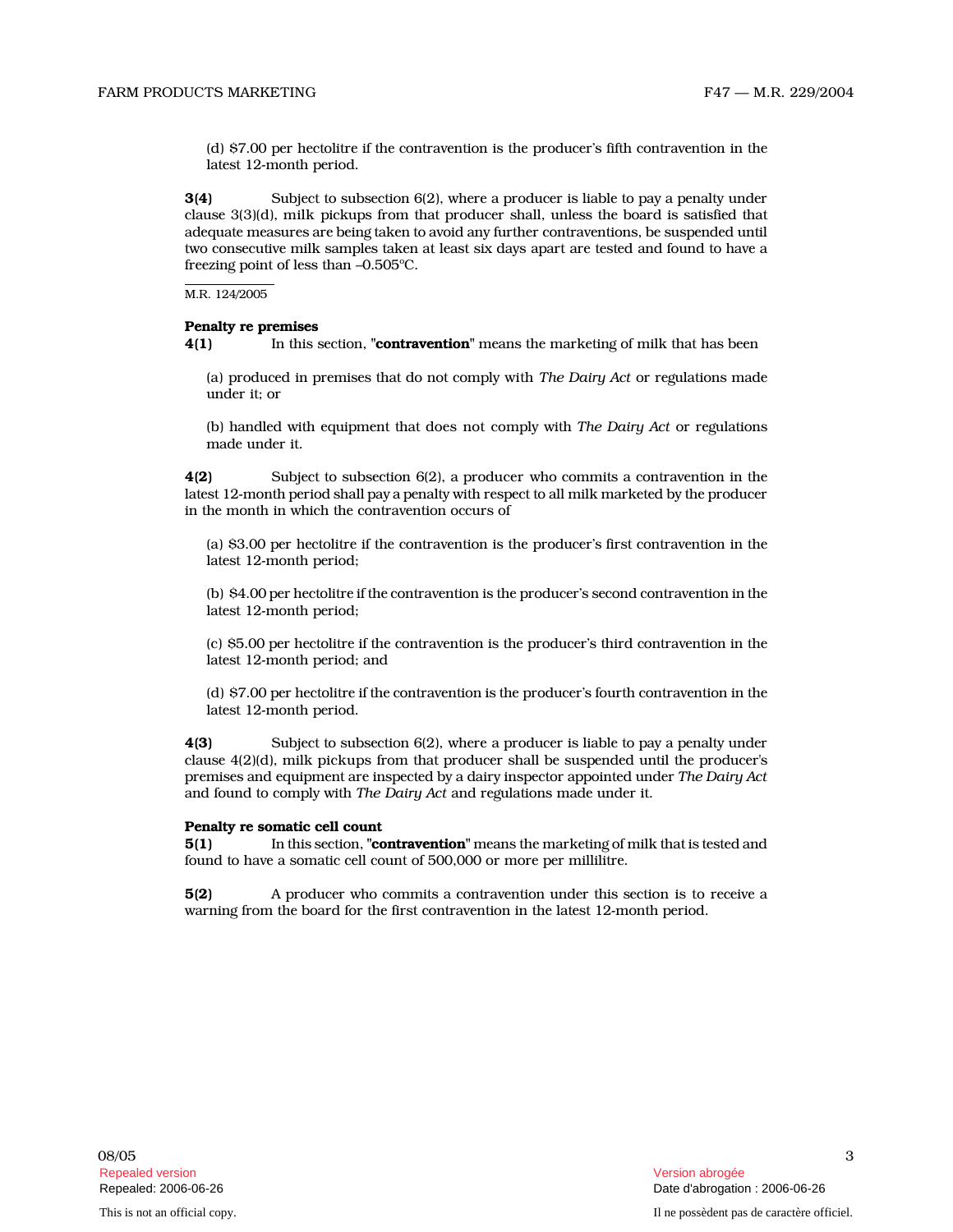(d) $7.00 per hectolitre if the contravention is the producer's fifth contravention in the latest 12-month period.

**3(4)** Subject to subsection 6(2), where a producer is liable to pay a penalty under clause 3(3)(d), milk pickups from that producer shall, unless the board is satisfied that adequate measures are being taken to avoid any further contraventions, be suspended until two consecutive milk samples taken at least six days apart are tested and found to have a freezing point of less than –0.505°C.

M.R. 124/2005

**Penalty re premises**

**4(1)** In this section, "**contravention**" means the marketing of milk that has been

(a) produced in premises that do not comply with *The Dairy Act* or regulations made under it; or

(b) handled with equipment that does not comply with *The Dairy Act* or regulations made under it.

**4(2)** Subject to subsection 6(2), a producer who commits a contravention in the latest 12-month period shall pay a penalty with respect to all milk marketed by the producer in the month in which the contravention occurs of

(a) $3.00 per hectolitre if the contravention is the producer's first contravention in the latest 12-month period;

(b) $4.00 per hectolitre if the contravention is the producer's second contravention in the latest 12-month period;

(c) $5.00 per hectolitre if the contravention is the producer's third contravention in the latest 12-month period; and

(d) $7.00 per hectolitre if the contravention is the producer's fourth contravention in the latest 12-month period.

**4(3)** Subject to subsection 6(2), where a producer is liable to pay a penalty under clause 4(2)(d), milk pickups from that producer shall be suspended until the producer's premises and equipment are inspected by a dairy inspector appointed under *The Dairy Act* and found to comply with *The Dairy Act* and regulations made under it.

**Penalty re somatic cell count**

**5(1)** In this section, "**contravention**" means the marketing of milk that is tested and found to have a somatic cell count of 500,000 or more per millilitre.

**5(2)** A producer who commits a contravention under this section is to receive a warning from the board for the first contravention in the latest 12-month period.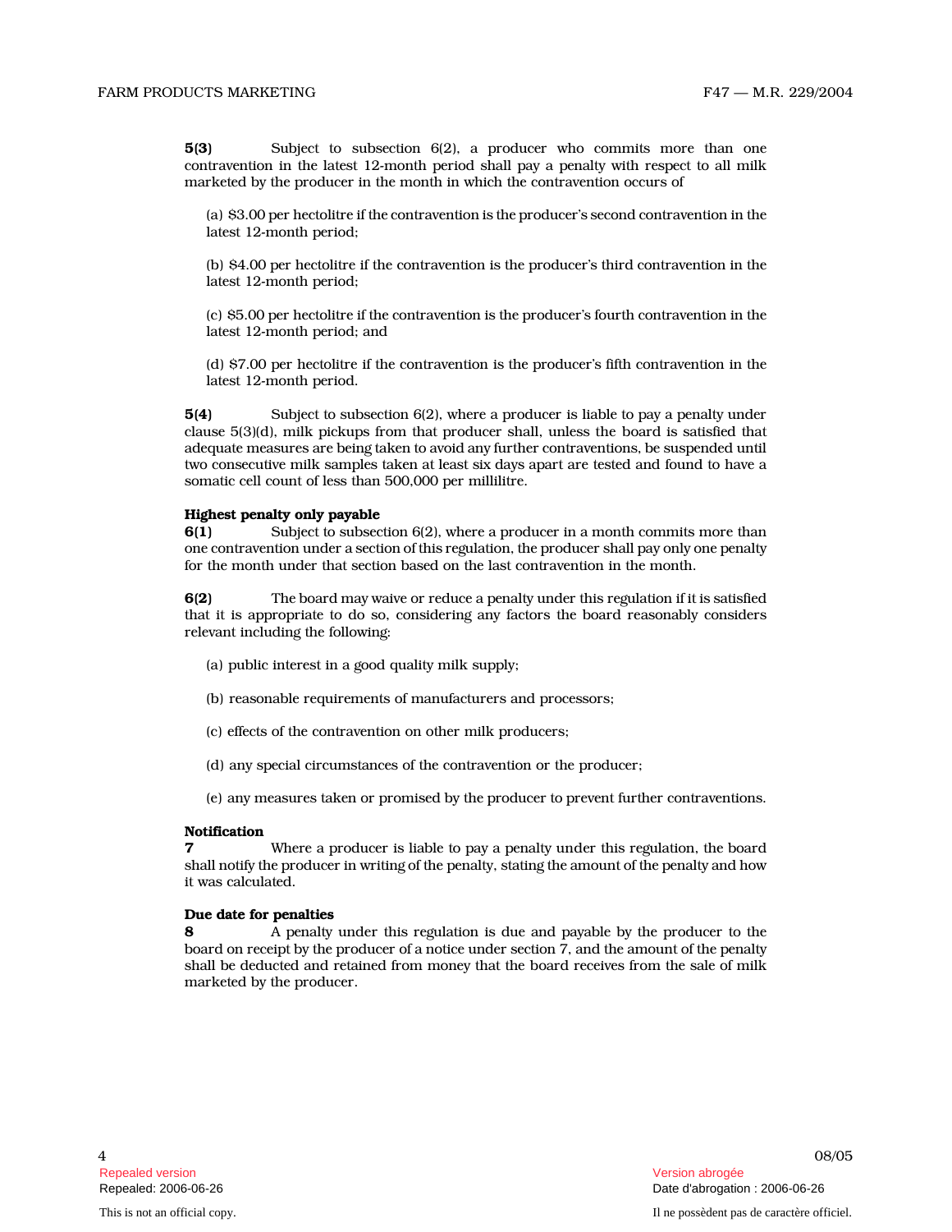**5(3)** Subject to subsection 6(2), a producer who commits more than one contravention in the latest 12-month period shall pay a penalty with respect to all milk marketed by the producer in the month in which the contravention occurs of

(a) $3.00 per hectolitre if the contravention is the producer's second contravention in the latest 12-month period;

(b) $4.00 per hectolitre if the contravention is the producer's third contravention in the latest 12-month period;

(c) $5.00 per hectolitre if the contravention is the producer's fourth contravention in the latest 12-month period; and

(d) $7.00 per hectolitre if the contravention is the producer's fifth contravention in the latest 12-month period.

**5(4)** Subject to subsection 6(2), where a producer is liable to pay a penalty under clause 5(3)(d), milk pickups from that producer shall, unless the board is satisfied that adequate measures are being taken to avoid any further contraventions, be suspended until two consecutive milk samples taken at least six days apart are tested and found to have a somatic cell count of less than 500,000 per millilitre.

**Highest penalty only payable**

**6(1)** Subject to subsection 6(2), where a producer in a month commits more than one contravention under a section of this regulation, the producer shall pay only one penalty for the month under that section based on the last contravention in the month.

**6(2)** The board may waive or reduce a penalty under this regulation if it is satisfied that it is appropriate to do so, considering any factors the board reasonably considers relevant including the following:

(a) public interest in a good quality milk supply;

(b) reasonable requirements of manufacturers and processors;

(c) effects of the contravention on other milk producers;

(d) any special circumstances of the contravention or the producer;

(e) any measures taken or promised by the producer to prevent further contraventions.

**Notification**

**7** Where a producer is liable to pay a penalty under this regulation, the board shall notify the producer in writing of the penalty, stating the amount of the penalty and how it was calculated.

**Due date for penalties**

**8** A penalty under this regulation is due and payable by the producer to the board on receipt by the producer of a notice under section 7, and the amount of the penalty shall be deducted and retained from money that the board receives from the sale of milk marketed by the producer.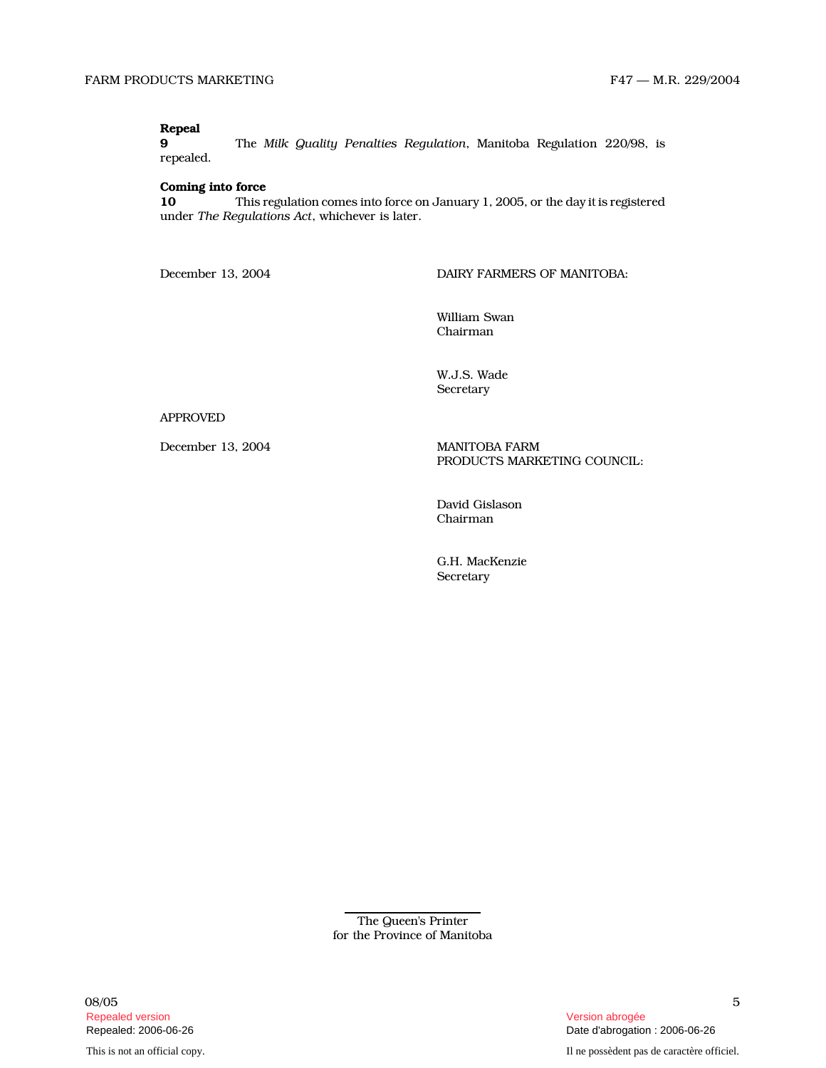**Repeal**

**9** The *Milk Quality Penalties Regulation*, Manitoba Regulation 220/98, is repealed.

**Coming into force**

**10** This regulation comes into force on January 1, 2005, or the day it is registered under *The Regulations Act*, whichever is later.

December 13, 2004

DAIRY FARMERS OF MANITOBA:

William Swan
Chairman

W.J.S. Wade
Secretary

APPROVED

December 13, 2004

MANITOBA FARM PRODUCTS MARKETING COUNCIL:

David Gislason
Chairman

G.H. MacKenzie
Secretary

The Queen's Printer
for the Province of Manitoba

Repealed version
Repealed: 2006-06-26

Version abrogée
Date d'abrogation : 2006-06-26

This is not an official copy.

Il ne possèdent pas de caractère officiel.